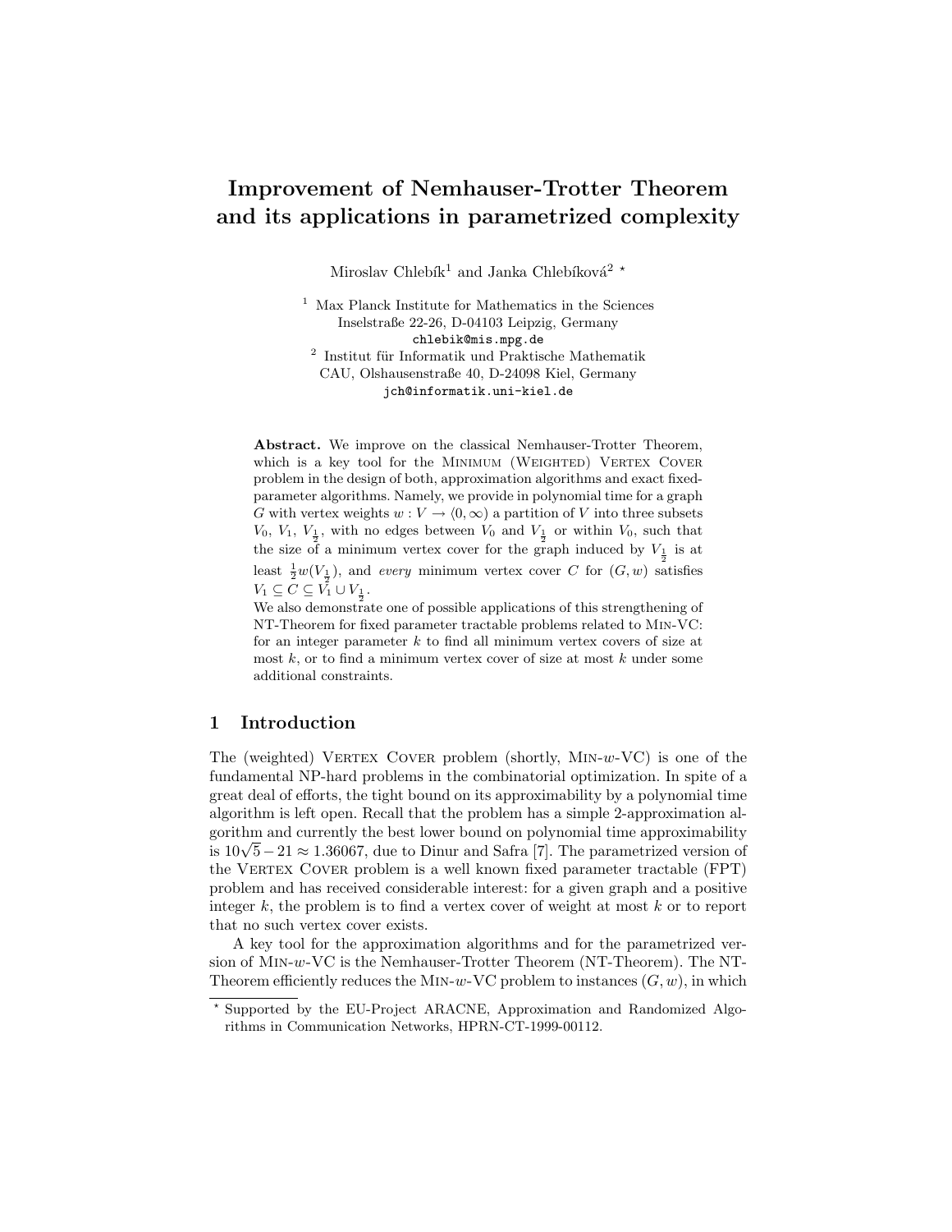# Improvement of Nemhauser-Trotter Theorem and its applications in parametrized complexity

Miroslav Chlebík[1] and Janka Chlebíková[2] *

[1] Max Planck Institute for Mathematics in the Sciences
Inselstraße 22-26, D-04103 Leipzig, Germany
chlebik@mis.mpg.de

[2] Institut für Informatik und Praktische Mathematik
CAU, Olshausenstraße 40, D-24098 Kiel, Germany
jch@informatik.uni-kiel.de

**Abstract.** We improve on the classical Nemhauser-Trotter Theorem, which is a key tool for the Minimum (Weighted) Vertex Cover problem in the design of both, approximation algorithms and exact fixed-parameter algorithms. Namely, we provide in polynomial time for a graph $G$ with vertex weights $w : V \to \langle 0, \infty)$ a partition of $V$ into three subsets $V_0$, $V_1$, $V_{\frac{1}{2}}$, with no edges between $V_0$ and $V_{\frac{1}{2}}$ or within $V_0$, such that the size of a minimum vertex cover for the graph induced by $V_{\frac{1}{2}}$ is at least $\frac{1}{2}w(V_{\frac{1}{2}})$, and *every* minimum vertex cover $C$ for $(G, w)$ satisfies $V_1 \subseteq C \subseteq V_1 \cup V_{\frac{1}{2}}$.

We also demonstrate one of possible applications of this strengthening of NT-Theorem for fixed parameter tractable problems related to Min-VC: for an integer parameter $k$ to find all minimum vertex covers of size at most $k$, or to find a minimum vertex cover of size at most $k$ under some additional constraints.

## 1 Introduction

The (weighted) Vertex Cover problem (shortly, Min-$w$-VC) is one of the fundamental NP-hard problems in the combinatorial optimization. In spite of a great deal of efforts, the tight bound on its approximability by a polynomial time algorithm is left open. Recall that the problem has a simple 2-approximation algorithm and currently the best lower bound on polynomial time approximability is $10\sqrt{5} - 21 \approx 1.36067$, due to Dinur and Safra [7]. The parametrized version of the Vertex Cover problem is a well known fixed parameter tractable (FPT) problem and has received considerable interest: for a given graph and a positive integer $k$, the problem is to find a vertex cover of weight at most $k$ or to report that no such vertex cover exists.

A key tool for the approximation algorithms and for the parametrized version of Min-$w$-VC is the Nemhauser-Trotter Theorem (NT-Theorem). The NT-Theorem efficiently reduces the Min-$w$-VC problem to instances $(G, w)$, in which

* Supported by the EU-Project ARACNE, Approximation and Randomized Algorithms in Communication Networks, HPRN-CT-1999-00112.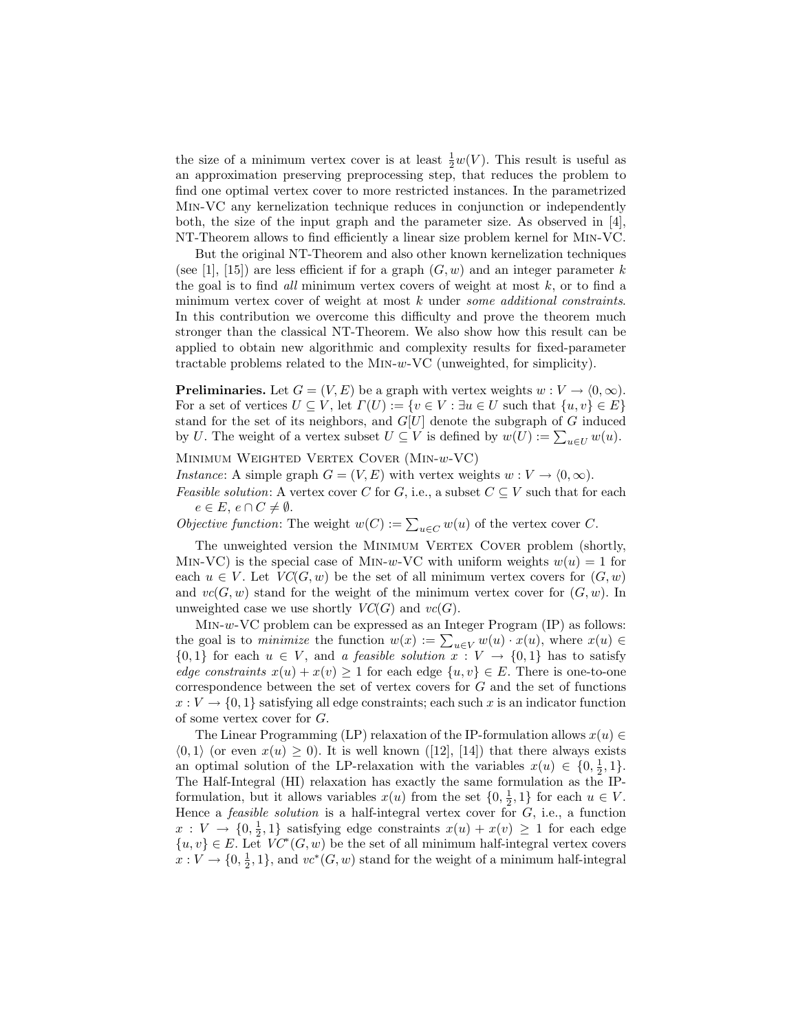the size of a minimum vertex cover is at least $\frac{1}{2}w(V)$. This result is useful as an approximation preserving preprocessing step, that reduces the problem to find one optimal vertex cover to more restricted instances. In the parametrized Min-VC any kernelization technique reduces in conjunction or independently both, the size of the input graph and the parameter size. As observed in [4], NT-Theorem allows to find efficiently a linear size problem kernel for Min-VC.

But the original NT-Theorem and also other known kernelization techniques (see [1], [15]) are less efficient if for a graph $(G, w)$ and an integer parameter $k$ the goal is to find *all* minimum vertex covers of weight at most $k$, or to find a minimum vertex cover of weight at most $k$ under *some additional constraints*. In this contribution we overcome this difficulty and prove the theorem much stronger than the classical NT-Theorem. We also show how this result can be applied to obtain new algorithmic and complexity results for fixed-parameter tractable problems related to the Min-$w$-VC (unweighted, for simplicity).

**Preliminaries.** Let $G = (V, E)$ be a graph with vertex weights $w : V \to \langle 0, \infty)$. For a set of vertices $U \subseteq V$, let $\Gamma(U) := \{v \in V : \exists u \in U \text{ such that } \{u, v\} \in E\}$ stand for the set of its neighbors, and $G[U]$ denote the subgraph of $G$ induced by $U$. The weight of a vertex subset $U \subseteq V$ is defined by $w(U) := \sum_{u \in U} w(u)$.

Minimum Weighted Vertex Cover (Min-$w$-VC)

*Instance*: A simple graph $G = (V, E)$ with vertex weights $w : V \to \langle 0, \infty)$.

*Feasible solution*: A vertex cover $C$ for $G$, i.e., a subset $C \subseteq V$ such that for each $e \in E$, $e \cap C \neq \emptyset$.

*Objective function*: The weight $w(C) := \sum_{u \in C} w(u)$ of the vertex cover $C$.

The unweighted version the Minimum Vertex Cover problem (shortly, Min-VC) is the special case of Min-$w$-VC with uniform weights $w(u) = 1$ for each $u \in V$. Let $VC(G, w)$ be the set of all minimum vertex covers for $(G, w)$ and $vc(G, w)$ stand for the weight of the minimum vertex cover for $(G, w)$. In unweighted case we use shortly $VC(G)$ and $vc(G)$.

Min-$w$-VC problem can be expressed as an Integer Program (IP) as follows: the goal is to *minimize* the function $w(x) := \sum_{u \in V} w(u) \cdot x(u)$, where $x(u) \in \{0, 1\}$ for each $u \in V$, and *a feasible solution* $x : V \to \{0, 1\}$ has to satisfy *edge constraints* $x(u) + x(v) \geq 1$ for each edge $\{u, v\} \in E$. There is one-to-one correspondence between the set of vertex covers for $G$ and the set of functions $x : V \to \{0, 1\}$ satisfying all edge constraints; each such $x$ is an indicator function of some vertex cover for $G$.

The Linear Programming (LP) relaxation of the IP-formulation allows $x(u) \in \langle 0, 1 \rangle$ (or even $x(u) \geq 0$). It is well known ([12], [14]) that there always exists an optimal solution of the LP-relaxation with the variables $x(u) \in \{0, \frac{1}{2}, 1\}$. The Half-Integral (HI) relaxation has exactly the same formulation as the IP-formulation, but it allows variables $x(u)$ from the set $\{0, \frac{1}{2}, 1\}$ for each $u \in V$. Hence a *feasible solution* is a half-integral vertex cover for $G$, i.e., a function $x : V \to \{0, \frac{1}{2}, 1\}$ satisfying edge constraints $x(u) + x(v) \geq 1$ for each edge $\{u, v\} \in E$. Let $VC^*(G, w)$ be the set of all minimum half-integral vertex covers $x : V \to \{0, \frac{1}{2}, 1\}$, and $vc^*(G, w)$ stand for the weight of a minimum half-integral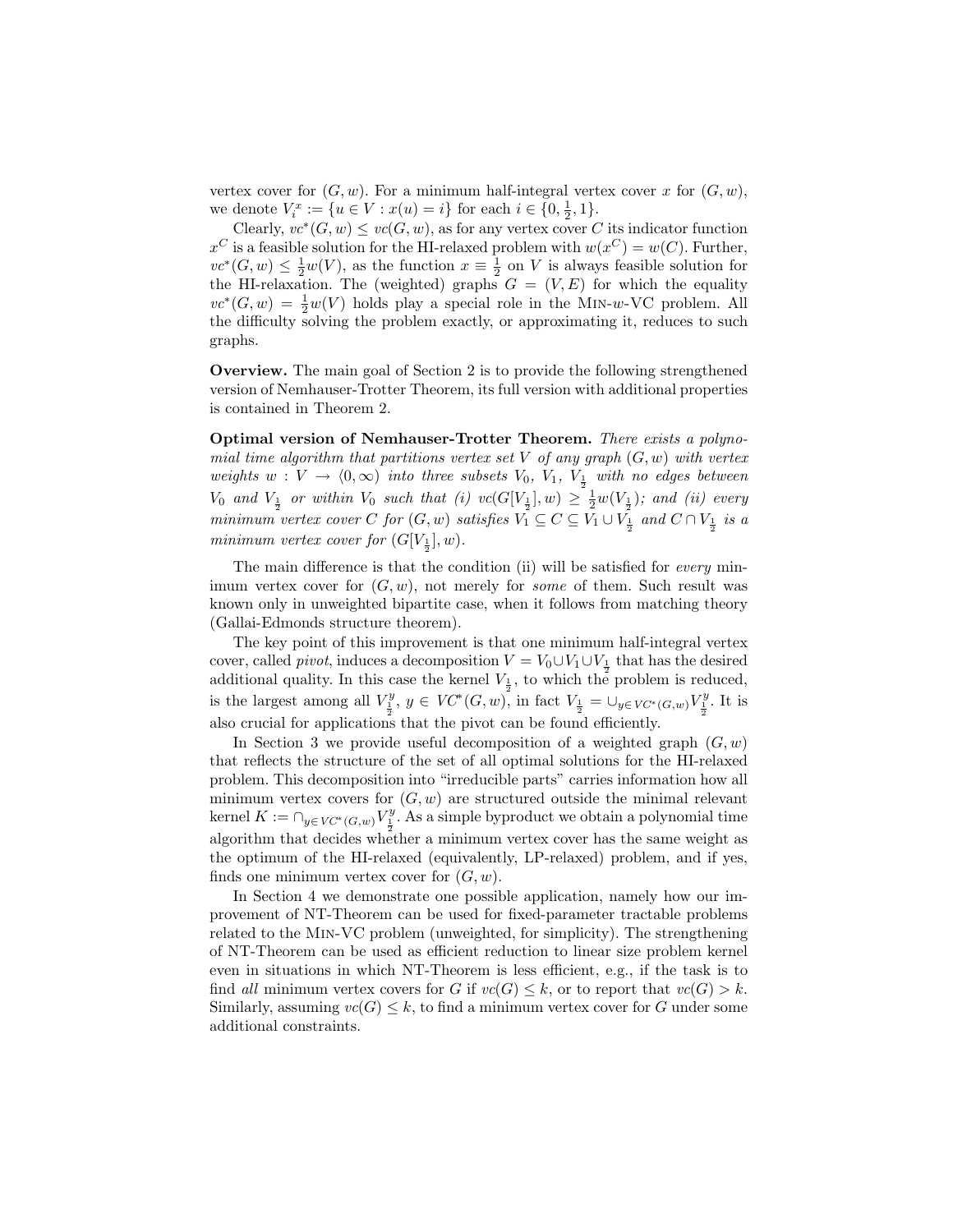vertex cover for $(G, w)$. For a minimum half-integral vertex cover $x$ for $(G, w)$, we denote $V_i^x := \{u \in V : x(u) = i\}$ for each $i \in \{0, \frac{1}{2}, 1\}$.

Clearly, $vc^*(G, w) \leq vc(G, w)$, as for any vertex cover $C$ its indicator function $x^C$ is a feasible solution for the HI-relaxed problem with $w(x^C) = w(C)$. Further, $vc^*(G, w) \leq \frac{1}{2}w(V)$, as the function $x \equiv \frac{1}{2}$ on $V$ is always feasible solution for the HI-relaxation. The (weighted) graphs $G = (V, E)$ for which the equality $vc^*(G, w) = \frac{1}{2}w(V)$ holds play a special role in the Min-$w$-VC problem. All the difficulty solving the problem exactly, or approximating it, reduces to such graphs.

**Overview.** The main goal of Section 2 is to provide the following strengthened version of Nemhauser-Trotter Theorem, its full version with additional properties is contained in Theorem 2.

**Optimal version of Nemhauser-Trotter Theorem.** *There exists a polynomial time algorithm that partitions vertex set $V$ of any graph $(G, w)$ with vertex weights $w : V \to \langle 0, \infty)$ into three subsets $V_0$, $V_1$, $V_{\frac{1}{2}}$ with no edges between $V_0$ and $V_{\frac{1}{2}}$ or within $V_0$ such that (i) $vc(G[V_{\frac{1}{2}}], w) \geq \frac{1}{2}w(V_{\frac{1}{2}})$; and (ii) every minimum vertex cover $C$ for $(G, w)$ satisfies $V_1 \subseteq C \subseteq V_1 \cup V_{\frac{1}{2}}$ and $C \cap V_{\frac{1}{2}}$ is a minimum vertex cover for $(G[V_{\frac{1}{2}}], w)$.*

The main difference is that the condition (ii) will be satisfied for *every* minimum vertex cover for $(G, w)$, not merely for *some* of them. Such result was known only in unweighted bipartite case, when it follows from matching theory (Gallai-Edmonds structure theorem).

The key point of this improvement is that one minimum half-integral vertex cover, called *pivot*, induces a decomposition $V = V_0 \cup V_1 \cup V_{\frac{1}{2}}$ that has the desired additional quality. In this case the kernel $V_{\frac{1}{2}}$, to which the problem is reduced, is the largest among all $V_{\frac{1}{2}}^y$, $y \in VC^*(G, w)$, in fact $V_{\frac{1}{2}} = \cup_{y \in VC^*(G,w)} V_{\frac{1}{2}}^y$. It is also crucial for applications that the pivot can be found efficiently.

In Section 3 we provide useful decomposition of a weighted graph $(G, w)$ that reflects the structure of the set of all optimal solutions for the HI-relaxed problem. This decomposition into "irreducible parts" carries information how all minimum vertex covers for $(G, w)$ are structured outside the minimal relevant kernel $K := \cap_{y \in VC^*(G,w)} V_{\frac{1}{2}}^y$. As a simple byproduct we obtain a polynomial time algorithm that decides whether a minimum vertex cover has the same weight as the optimum of the HI-relaxed (equivalently, LP-relaxed) problem, and if yes, finds one minimum vertex cover for $(G, w)$.

In Section 4 we demonstrate one possible application, namely how our improvement of NT-Theorem can be used for fixed-parameter tractable problems related to the Min-VC problem (unweighted, for simplicity). The strengthening of NT-Theorem can be used as efficient reduction to linear size problem kernel even in situations in which NT-Theorem is less efficient, e.g., if the task is to find *all* minimum vertex covers for $G$ if $vc(G) \leq k$, or to report that $vc(G) > k$. Similarly, assuming $vc(G) \leq k$, to find a minimum vertex cover for $G$ under some additional constraints.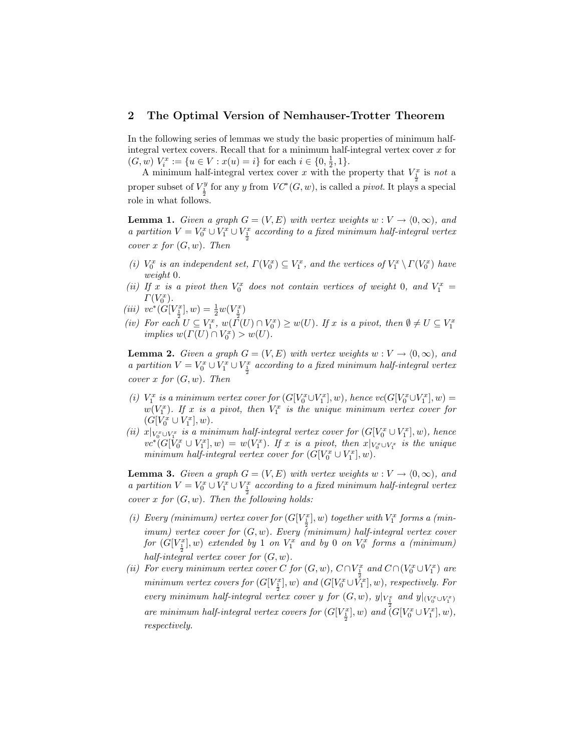## 2 The Optimal Version of Nemhauser-Trotter Theorem

In the following series of lemmas we study the basic properties of minimum half-integral vertex covers. Recall that for a minimum half-integral vertex cover $x$ for $(G, w)$ $V_i^x := \{u \in V : x(u) = i\}$ for each $i \in \{0, \frac{1}{2}, 1\}$.

A minimum half-integral vertex cover $x$ with the property that $V_{\frac{1}{2}}^x$ is *not* a proper subset of $V_{\frac{1}{2}}^y$ for any $y$ from $VC^*(G, w)$, is called a *pivot*. It plays a special role in what follows.

**Lemma 1.** *Given a graph $G = (V, E)$ with vertex weights $w : V \to \langle 0, \infty)$, and a partition $V = V_0^x \cup V_1^x \cup V_{\frac{1}{2}}^x$ according to a fixed minimum half-integral vertex cover $x$ for $(G, w)$. Then*

*(i) $V_0^x$ is an independent set, $\Gamma(V_0^x) \subseteq V_1^x$, and the vertices of $V_1^x \setminus \Gamma(V_0^x)$ have weight 0.*
*(ii) If $x$ is a pivot then $V_0^x$ does not contain vertices of weight 0, and $V_1^x = \Gamma(V_0^x)$.*
*(iii) $vc^*(G[V_{\frac{1}{2}}^x], w) = \frac{1}{2} w(V_{\frac{1}{2}}^x)$*
*(iv) For each $U \subseteq V_1^x$, $w(\Gamma(U) \cap V_0^x) \geq w(U)$. If $x$ is a pivot, then $\emptyset \neq U \subseteq V_1^x$ implies $w(\Gamma(U) \cap V_0^x) > w(U)$.*

**Lemma 2.** *Given a graph $G = (V, E)$ with vertex weights $w : V \to \langle 0, \infty)$, and a partition $V = V_0^x \cup V_1^x \cup V_{\frac{1}{2}}^x$ according to a fixed minimum half-integral vertex cover $x$ for $(G, w)$. Then*

*(i) $V_1^x$ is a minimum vertex cover for $(G[V_0^x \cup V_1^x], w)$, hence $vc(G[V_0^x \cup V_1^x], w) = w(V_1^x)$. If $x$ is a pivot, then $V_1^x$ is the unique minimum vertex cover for $(G[V_0^x \cup V_1^x], w)$.*
*(ii) $x|_{V_0^x \cup V_1^x}$ is a minimum half-integral vertex cover for $(G[V_0^x \cup V_1^x], w)$, hence $vc^*(G[V_0^x \cup V_1^x], w) = w(V_1^x)$. If $x$ is a pivot, then $x|_{V_0^x \cup V_1^x}$ is the unique minimum half-integral vertex cover for $(G[V_0^x \cup V_1^x], w)$.*

**Lemma 3.** *Given a graph $G = (V, E)$ with vertex weights $w : V \to \langle 0, \infty)$, and a partition $V = V_0^x \cup V_1^x \cup V_{\frac{1}{2}}^x$ according to a fixed minimum half-integral vertex cover $x$ for $(G, w)$. Then the following holds:*

*(i) Every (minimum) vertex cover for $(G[V_{\frac{1}{2}}^x], w)$ together with $V_1^x$ forms a (minimum) vertex cover for $(G, w)$. Every (minimum) half-integral vertex cover for $(G[V_{\frac{1}{2}}^x], w)$ extended by 1 on $V_1^x$ and by 0 on $V_0^x$ forms a (minimum) half-integral vertex cover for $(G, w)$.*
*(ii) For every minimum vertex cover $C$ for $(G, w)$, $C \cap V_{\frac{1}{2}}^x$ and $C \cap (V_0^x \cup V_1^x)$ are minimum vertex covers for $(G[V_{\frac{1}{2}}^x], w)$ and $(G[V_0^x \cup V_1^x], w)$, respectively. For every minimum half-integral vertex cover $y$ for $(G, w)$, $y|_{V_{\frac{1}{2}}^x}$ and $y|_{(V_0^x \cup V_1^x)}$ are minimum half-integral vertex covers for $(G[V_{\frac{1}{2}}^x], w)$ and $(G[V_0^x \cup V_1^x], w)$, respectively.*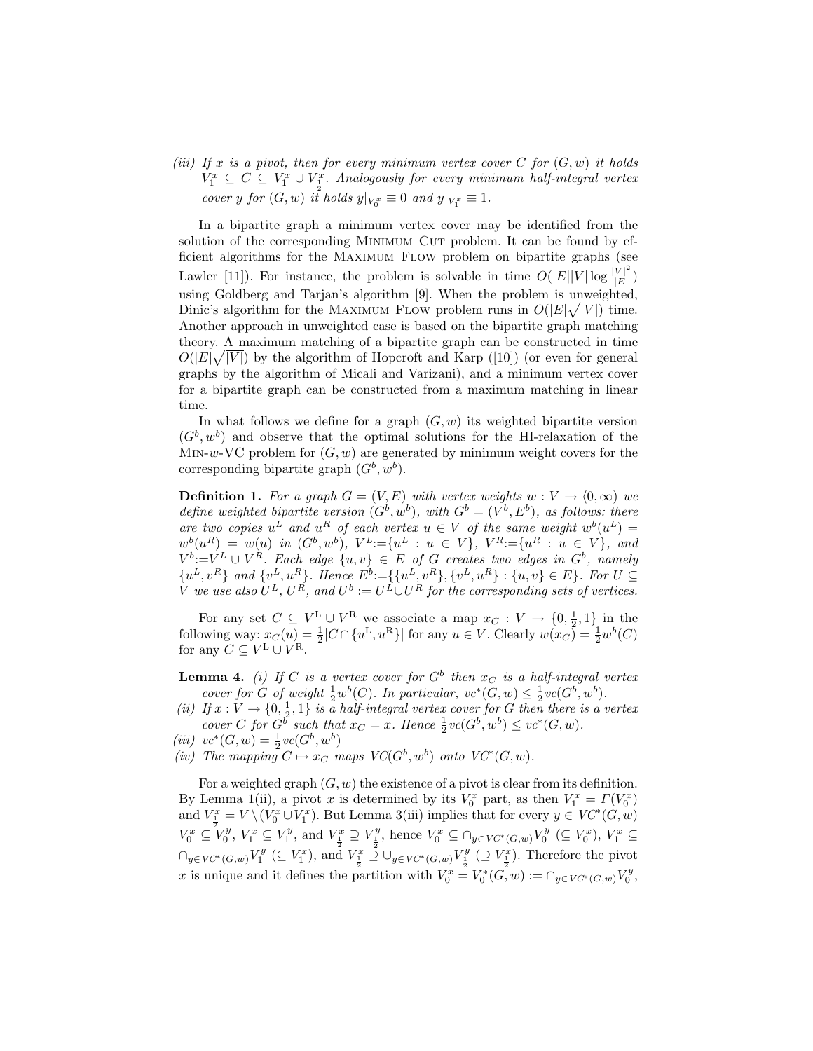*(iii) If $x$ is a pivot, then for every minimum vertex cover $C$ for $(G,w)$ it holds $V_1^x \subseteq C \subseteq V_1^x \cup V_{\frac{1}{2}}^x$. Analogously for every minimum half-integral vertex cover $y$ for $(G,w)$ it holds $y|_{V_0^x} \equiv 0$ and $y|_{V_1^x} \equiv 1$.*

In a bipartite graph a minimum vertex cover may be identified from the solution of the corresponding Minimum Cut problem. It can be found by efficient algorithms for the Maximum Flow problem on bipartite graphs (see Lawler [11]). For instance, the problem is solvable in time $O(|E||V|\log\frac{|V|^2}{|E|})$ using Goldberg and Tarjan's algorithm [9]. When the problem is unweighted, Dinic's algorithm for the Maximum Flow problem runs in $O(|E|\sqrt{|V|})$ time. Another approach in unweighted case is based on the bipartite graph matching theory. A maximum matching of a bipartite graph can be constructed in time $O(|E|\sqrt{|V|})$ by the algorithm of Hopcroft and Karp ([10]) (or even for general graphs by the algorithm of Micali and Varizani), and a minimum vertex cover for a bipartite graph can be constructed from a maximum matching in linear time.

In what follows we define for a graph $(G,w)$ its weighted bipartite version $(G^b,w^b)$ and observe that the optimal solutions for the HI-relaxation of the Min-$w$-VC problem for $(G,w)$ are generated by minimum weight covers for the corresponding bipartite graph $(G^b,w^b)$.

**Definition 1.** *For a graph $G=(V,E)$ with vertex weights $w: V \to \langle 0,\infty)$ we define weighted bipartite version $(G^b,w^b)$, with $G^b=(V^b,E^b)$, as follows: there are two copies $u^L$ and $u^R$ of each vertex $u \in V$ of the same weight $w^b(u^L) = w^b(u^R) = w(u)$ in $(G^b,w^b)$, $V^L{:=}\{u^L : u \in V\}$, $V^R{:=}\{u^R : u \in V\}$, and $V^b{:=}V^L \cup V^R$. Each edge $\{u,v\} \in E$ of $G$ creates two edges in $G^b$, namely $\{u^L,v^R\}$ and $\{v^L,u^R\}$. Hence $E^b{:=}\{\{u^L,v^R\},\{v^L,u^R\} : \{u,v\} \in E\}$. For $U \subseteq V$ we use also $U^L$, $U^R$, and $U^b := U^L \cup U^R$ for the corresponding sets of vertices.*

For any set $C \subseteq V^{\mathrm{L}} \cup V^{\mathrm{R}}$ we associate a map $x_C : V \to \{0,\frac{1}{2},1\}$ in the following way: $x_C(u) = \frac{1}{2}|C \cap \{u^{\mathrm{L}},u^{\mathrm{R}}\}|$ for any $u \in V$. Clearly $w(x_C) = \frac{1}{2}w^b(C)$ for any $C \subseteq V^{\mathrm{L}} \cup V^{\mathrm{R}}$.

**Lemma 4.** *(i) If $C$ is a vertex cover for $G^b$ then $x_C$ is a half-integral vertex cover for $G$ of weight $\frac{1}{2}w^b(C)$. In particular, $vc^*(G,w) \le \frac{1}{2}vc(G^b,w^b)$.*
*(ii) If $x : V \to \{0,\frac{1}{2},1\}$ is a half-integral vertex cover for $G$ then there is a vertex cover $C$ for $G^b$ such that $x_C = x$. Hence $\frac{1}{2}vc(G^b,w^b) \le vc^*(G,w)$.*
*(iii) $vc^*(G,w) = \frac{1}{2}vc(G^b,w^b)$*
*(iv) The mapping $C \mapsto x_C$ maps $VC(G^b,w^b)$ onto $VC^*(G,w)$.*

For a weighted graph $(G,w)$ the existence of a pivot is clear from its definition. By Lemma 1(ii), a pivot $x$ is determined by its $V_0^x$ part, as then $V_1^x = \Gamma(V_0^x)$ and $V_{\frac{1}{2}}^x = V \setminus (V_0^x \cup V_1^x)$. But Lemma 3(iii) implies that for every $y \in VC^*(G,w)$ $V_0^x \subseteq V_0^y$, $V_1^x \subseteq V_1^y$, and $V_{\frac{1}{2}}^x \supseteq V_{\frac{1}{2}}^y$, hence $V_0^x \subseteq \cap_{y\in VC^*(G,w)} V_0^y$ $(\subseteq V_0^x)$, $V_1^x \subseteq \cap_{y\in VC^*(G,w)} V_1^y$ $(\subseteq V_1^x)$, and $V_{\frac{1}{2}}^x \supseteq \cup_{y\in VC^*(G,w)} V_{\frac{1}{2}}^y$ $(\supseteq V_{\frac{1}{2}}^x)$. Therefore the pivot $x$ is unique and it defines the partition with $V_0^x = V_0^*(G,w) := \cap_{y\in VC^*(G,w)} V_0^y$,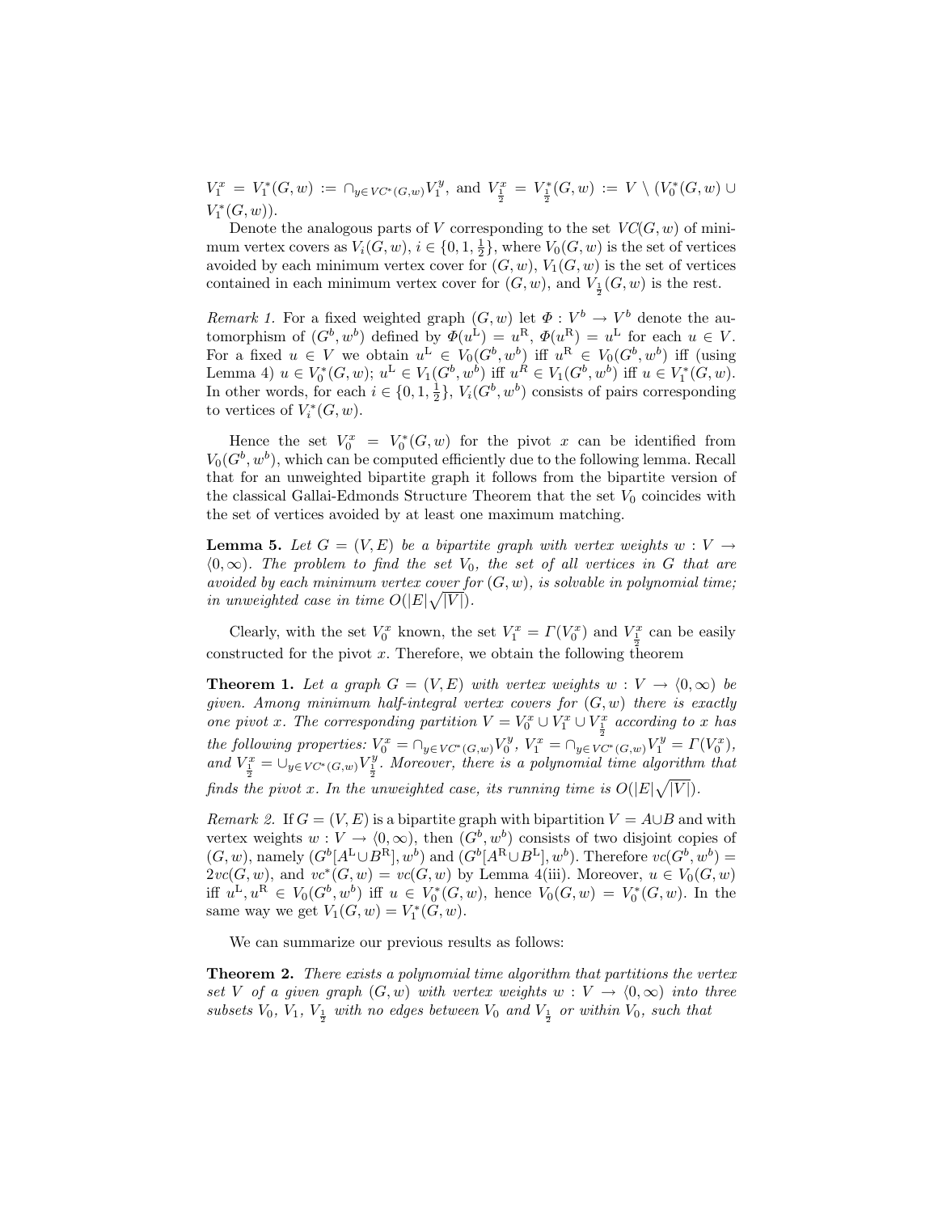$V_1^x = V_1^*(G,w) := \cap_{y \in VC^*(G,w)} V_1^y$, and $V_{\frac{1}{2}}^x = V_{\frac{1}{2}}^*(G,w) := V \setminus (V_0^*(G,w) \cup V_1^*(G,w))$.

Denote the analogous parts of $V$ corresponding to the set $VC(G,w)$ of minimum vertex covers as $V_i(G,w)$, $i \in \{0, 1, \frac{1}{2}\}$, where $V_0(G,w)$ is the set of vertices avoided by each minimum vertex cover for $(G,w)$, $V_1(G,w)$ is the set of vertices contained in each minimum vertex cover for $(G,w)$, and $V_{\frac{1}{2}}(G,w)$ is the rest.

*Remark 1.* For a fixed weighted graph $(G,w)$ let $\Phi : V^b \to V^b$ denote the automorphism of $(G^b, w^b)$ defined by $\Phi(u^{\mathrm{L}}) = u^{\mathrm{R}}$, $\Phi(u^{\mathrm{R}}) = u^{\mathrm{L}}$ for each $u \in V$. For a fixed $u \in V$ we obtain $u^{\mathrm{L}} \in V_0(G^b, w^b)$ iff $u^{\mathrm{R}} \in V_0(G^b, w^b)$ iff (using Lemma 4) $u \in V_0^*(G,w)$; $u^{\mathrm{L}} \in V_1(G^b, w^b)$ iff $u^R \in V_1(G^b, w^b)$ iff $u \in V_1^*(G,w)$. In other words, for each $i \in \{0, 1, \frac{1}{2}\}$, $V_i(G^b, w^b)$ consists of pairs corresponding to vertices of $V_i^*(G,w)$.

Hence the set $V_0^x = V_0^*(G,w)$ for the pivot $x$ can be identified from $V_0(G^b, w^b)$, which can be computed efficiently due to the following lemma. Recall that for an unweighted bipartite graph it follows from the bipartite version of the classical Gallai-Edmonds Structure Theorem that the set $V_0$ coincides with the set of vertices avoided by at least one maximum matching.

**Lemma 5.** *Let $G = (V,E)$ be a bipartite graph with vertex weights $w : V \to \langle 0, \infty)$. The problem to find the set $V_0$, the set of all vertices in $G$ that are avoided by each minimum vertex cover for $(G,w)$, is solvable in polynomial time; in unweighted case in time $O(|E|\sqrt{|V|})$.*

Clearly, with the set $V_0^x$ known, the set $V_1^x = \Gamma(V_0^x)$ and $V_{\frac{1}{2}}^x$ can be easily constructed for the pivot $x$. Therefore, we obtain the following theorem

**Theorem 1.** *Let a graph $G = (V,E)$ with vertex weights $w : V \to \langle 0, \infty)$ be given. Among minimum half-integral vertex covers for $(G,w)$ there is exactly one pivot $x$. The corresponding partition $V = V_0^x \cup V_1^x \cup V_{\frac{1}{2}}^x$ according to $x$ has the following properties: $V_0^x = \cap_{y \in VC^*(G,w)} V_0^y$, $V_1^x = \cap_{y \in VC^*(G,w)} V_1^y = \Gamma(V_0^x)$, and $V_{\frac{1}{2}}^x = \cup_{y \in VC^*(G,w)} V_{\frac{1}{2}}^y$. Moreover, there is a polynomial time algorithm that finds the pivot $x$. In the unweighted case, its running time is $O(|E|\sqrt{|V|})$.*

*Remark 2.* If $G = (V,E)$ is a bipartite graph with bipartition $V = A \cup B$ and with vertex weights $w : V \to \langle 0, \infty)$, then $(G^b, w^b)$ consists of two disjoint copies of $(G,w)$, namely $(G^b[A^{\mathrm{L}} \cup B^{\mathrm{R}}], w^b)$ and $(G^b[A^{\mathrm{R}} \cup B^{\mathrm{L}}], w^b)$. Therefore $vc(G^b, w^b) = 2vc(G,w)$, and $vc^*(G,w) = vc(G,w)$ by Lemma 4(iii). Moreover, $u \in V_0(G,w)$ iff $u^{\mathrm{L}}, u^{\mathrm{R}} \in V_0(G^b, w^b)$ iff $u \in V_0^*(G,w)$, hence $V_0(G,w) = V_0^*(G,w)$. In the same way we get $V_1(G,w) = V_1^*(G,w)$.

We can summarize our previous results as follows:

**Theorem 2.** *There exists a polynomial time algorithm that partitions the vertex set $V$ of a given graph $(G,w)$ with vertex weights $w : V \to \langle 0, \infty)$ into three subsets $V_0$, $V_1$, $V_{\frac{1}{2}}$ with no edges between $V_0$ and $V_{\frac{1}{2}}$ or within $V_0$, such that*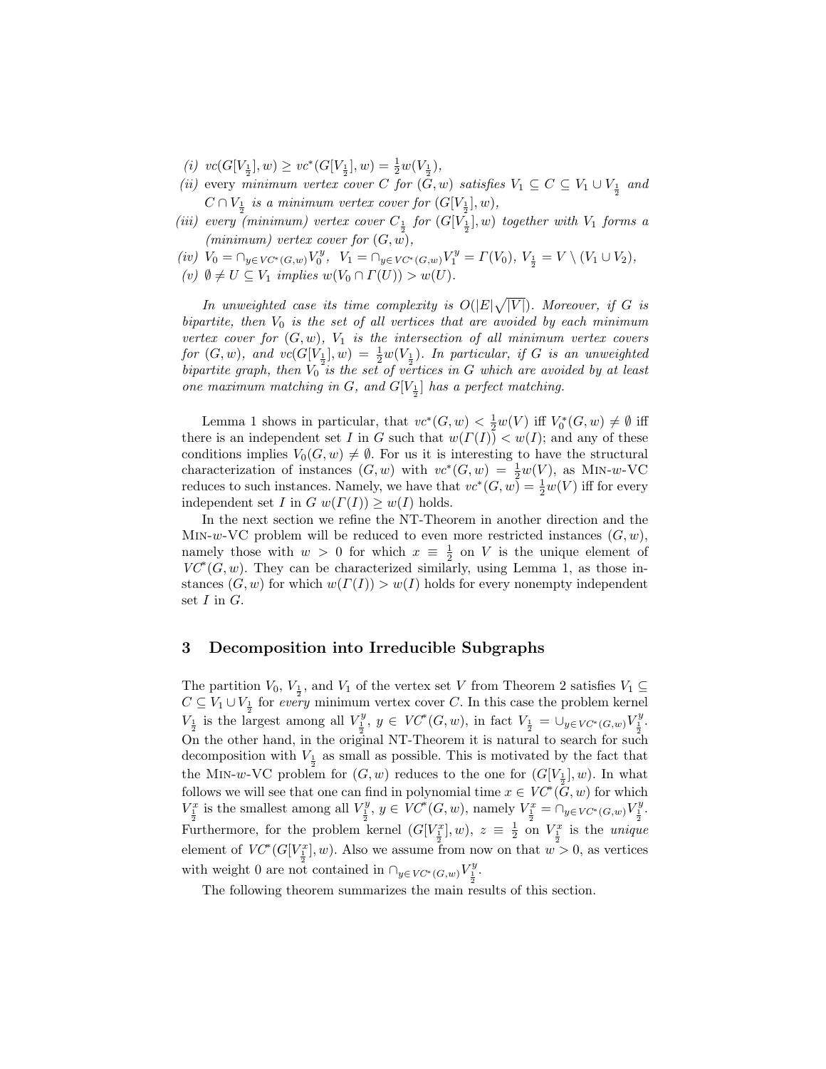*(i)* $vc(G[V_{\frac{1}{2}}], w) \geq vc^*(G[V_{\frac{1}{2}}], w) = \frac{1}{2}w(V_{\frac{1}{2}})$,

*(ii)* every *minimum vertex cover* $C$ *for* $(G, w)$ *satisfies* $V_1 \subseteq C \subseteq V_1 \cup V_{\frac{1}{2}}$ *and* $C \cap V_{\frac{1}{2}}$ *is a minimum vertex cover for* $(G[V_{\frac{1}{2}}], w)$,

*(iii)* *every (minimum) vertex cover* $C_{\frac{1}{2}}$ *for* $(G[V_{\frac{1}{2}}], w)$ *together with* $V_1$ *forms a (minimum) vertex cover for* $(G, w)$,

*(iv)* $V_0 = \cap_{y \in VC^*(G,w)} V_0^y$, $V_1 = \cap_{y \in VC^*(G,w)} V_1^y = \Gamma(V_0)$, $V_{\frac{1}{2}} = V \setminus (V_1 \cup V_2)$,

*(v)* $\emptyset \neq U \subseteq V_1$ *implies* $w(V_0 \cap \Gamma(U)) > w(U)$.

*In unweighted case its time complexity is* $O(|E|\sqrt{|V|})$. *Moreover, if* $G$ *is bipartite, then* $V_0$ *is the set of all vertices that are avoided by each minimum vertex cover for* $(G, w)$, $V_1$ *is the intersection of all minimum vertex covers for* $(G, w)$, *and* $vc(G[V_{\frac{1}{2}}], w) = \frac{1}{2}w(V_{\frac{1}{2}})$. *In particular, if* $G$ *is an unweighted bipartite graph, then* $V_0$ *is the set of vertices in* $G$ *which are avoided by at least one maximum matching in* $G$, *and* $G[V_{\frac{1}{2}}]$ *has a perfect matching.*

Lemma 1 shows in particular, that $vc^*(G, w) < \frac{1}{2}w(V)$ iff $V_0^*(G, w) \neq \emptyset$ iff there is an independent set $I$ in $G$ such that $w(\Gamma(I)) < w(I)$; and any of these conditions implies $V_0(G, w) \neq \emptyset$. For us it is interesting to have the structural characterization of instances $(G, w)$ with $vc^*(G, w) = \frac{1}{2}w(V)$, as MIN-$w$-VC reduces to such instances. Namely, we have that $vc^*(G, w) = \frac{1}{2}w(V)$ iff for every independent set $I$ in $G$ $w(\Gamma(I)) \geq w(I)$ holds.

In the next section we refine the NT-Theorem in another direction and the MIN-$w$-VC problem will be reduced to even more restricted instances $(G, w)$, namely those with $w > 0$ for which $x \equiv \frac{1}{2}$ on $V$ is the unique element of $VC^*(G, w)$. They can be characterized similarly, using Lemma 1, as those instances $(G, w)$ for which $w(\Gamma(I)) > w(I)$ holds for every nonempty independent set $I$ in $G$.

## 3 Decomposition into Irreducible Subgraphs

The partition $V_0$, $V_{\frac{1}{2}}$, and $V_1$ of the vertex set $V$ from Theorem 2 satisfies $V_1 \subseteq C \subseteq V_1 \cup V_{\frac{1}{2}}$ for *every* minimum vertex cover $C$. In this case the problem kernel $V_{\frac{1}{2}}$ is the largest among all $V_{\frac{1}{2}}^y$, $y \in VC^*(G, w)$, in fact $V_{\frac{1}{2}} = \cup_{y \in VC^*(G,w)} V_{\frac{1}{2}}^y$. On the other hand, in the original NT-Theorem it is natural to search for such decomposition with $V_{\frac{1}{2}}$ as small as possible. This is motivated by the fact that the MIN-$w$-VC problem for $(G, w)$ reduces to the one for $(G[V_{\frac{1}{2}}], w)$. In what follows we will see that one can find in polynomial time $x \in VC^*(G, w)$ for which $V_{\frac{1}{2}}^x$ is the smallest among all $V_{\frac{1}{2}}^y$, $y \in VC^*(G, w)$, namely $V_{\frac{1}{2}}^x = \cap_{y \in VC^*(G,w)} V_{\frac{1}{2}}^y$. Furthermore, for the problem kernel $(G[V_{\frac{1}{2}}^x], w)$, $z \equiv \frac{1}{2}$ on $V_{\frac{1}{2}}^x$ is the *unique* element of $VC^*(G[V_{\frac{1}{2}}^x], w)$. Also we assume from now on that $w > 0$, as vertices with weight 0 are not contained in $\cap_{y \in VC^*(G,w)} V_{\frac{1}{2}}^y$.

The following theorem summarizes the main results of this section.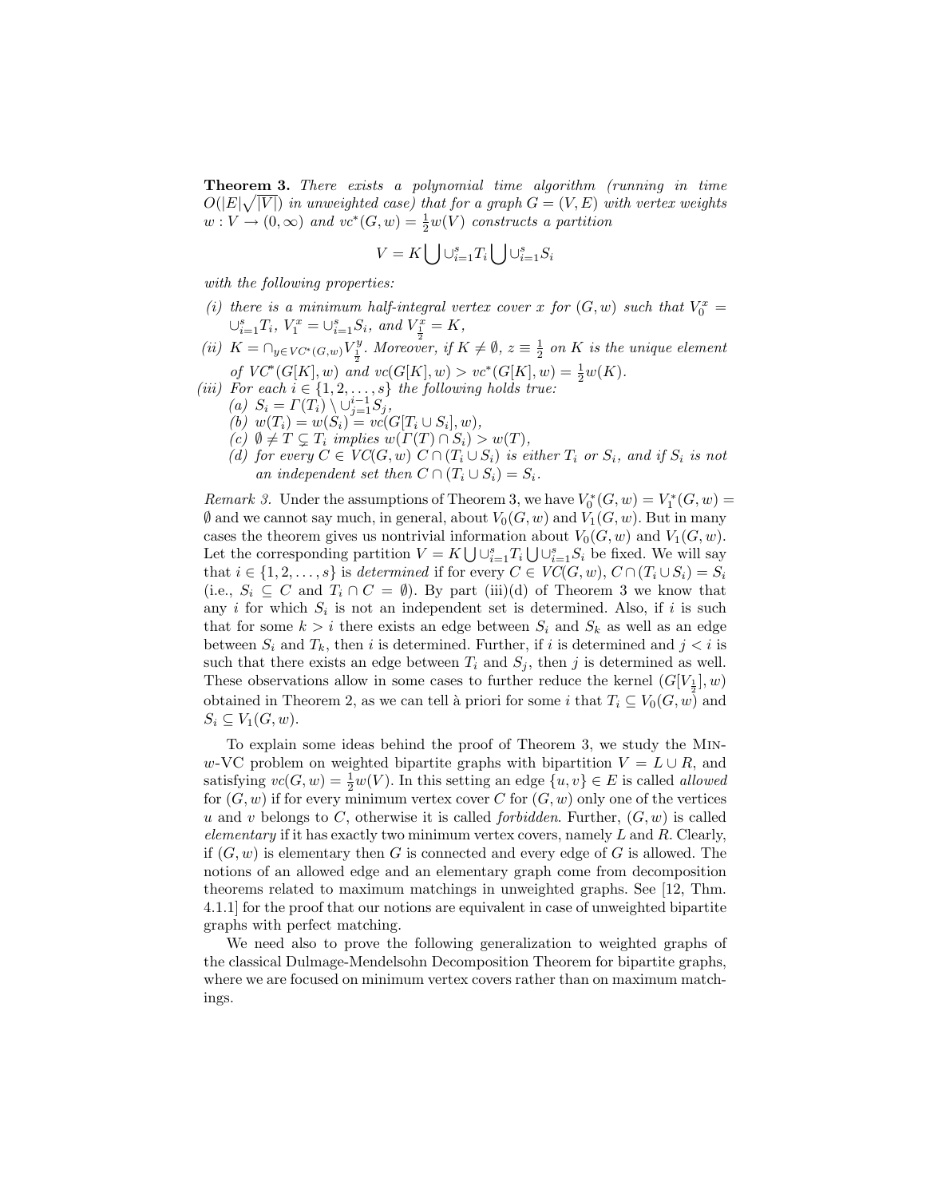**Theorem 3.** *There exists a polynomial time algorithm (running in time $O(|E|\sqrt{|V|})$ in unweighted case) that for a graph $G = (V, E)$ with vertex weights $w : V \to (0, \infty)$ and $vc^*(G, w) = \frac{1}{2}w(V)$ constructs a partition*

$$V = K \bigcup \cup_{i=1}^{s} T_i \bigcup \cup_{i=1}^{s} S_i$$

*with the following properties:*

*(i) there is a minimum half-integral vertex cover $x$ for $(G, w)$ such that $V_0^x = \cup_{i=1}^{s} T_i$, $V_1^x = \cup_{i=1}^{s} S_i$, and $V_{\frac{1}{2}}^x = K$,*

*(ii) $K = \cap_{y \in VC^*(G,w)} V_{\frac{1}{2}}^y$. Moreover, if $K \neq \emptyset$, $z \equiv \frac{1}{2}$ on $K$ is the unique element of $VC^*(G[K], w)$ and $vc(G[K], w) > vc^*(G[K], w) = \frac{1}{2}w(K)$.*

*(iii) For each $i \in \{1, 2, \ldots, s\}$ the following holds true:*
  - *(a) $S_i = \Gamma(T_i) \setminus \cup_{j=1}^{i-1} S_j$,*
  - *(b) $w(T_i) = w(S_i) = vc(G[T_i \cup S_i], w)$,*
  - *(c) $\emptyset \neq T \subsetneq T_i$ implies $w(\Gamma(T) \cap S_i) > w(T)$,*
  - *(d) for every $C \in VC(G, w)$ $C \cap (T_i \cup S_i)$ is either $T_i$ or $S_i$, and if $S_i$ is not an independent set then $C \cap (T_i \cup S_i) = S_i$.*

*Remark 3.* Under the assumptions of Theorem 3, we have $V_0^*(G, w) = V_1^*(G, w) = \emptyset$ and we cannot say much, in general, about $V_0(G, w)$ and $V_1(G, w)$. But in many cases the theorem gives us nontrivial information about $V_0(G, w)$ and $V_1(G, w)$. Let the corresponding partition $V = K \bigcup \cup_{i=1}^{s} T_i \bigcup \cup_{i=1}^{s} S_i$ be fixed. We will say that $i \in \{1, 2, \ldots, s\}$ is *determined* if for every $C \in VC(G, w)$, $C \cap (T_i \cup S_i) = S_i$ (i.e., $S_i \subseteq C$ and $T_i \cap C = \emptyset$). By part (iii)(d) of Theorem 3 we know that any $i$ for which $S_i$ is not an independent set is determined. Also, if $i$ is such that for some $k > i$ there exists an edge between $S_i$ and $S_k$ as well as an edge between $S_i$ and $T_k$, then $i$ is determined. Further, if $i$ is determined and $j < i$ is such that there exists an edge between $T_i$ and $S_j$, then $j$ is determined as well. These observations allow in some cases to further reduce the kernel $(G[V_{\frac{1}{2}}], w)$ obtained in Theorem 2, as we can tell à priori for some $i$ that $T_i \subseteq V_0(G, w)$ and $S_i \subseteq V_1(G, w)$.

To explain some ideas behind the proof of Theorem 3, we study the Min-$w$-VC problem on weighted bipartite graphs with bipartition $V = L \cup R$, and satisfying $vc(G, w) = \frac{1}{2}w(V)$. In this setting an edge $\{u, v\} \in E$ is called *allowed* for $(G, w)$ if for every minimum vertex cover $C$ for $(G, w)$ only one of the vertices $u$ and $v$ belongs to $C$, otherwise it is called *forbidden*. Further, $(G, w)$ is called *elementary* if it has exactly two minimum vertex covers, namely $L$ and $R$. Clearly, if $(G, w)$ is elementary then $G$ is connected and every edge of $G$ is allowed. The notions of an allowed edge and an elementary graph come from decomposition theorems related to maximum matchings in unweighted graphs. See [12, Thm. 4.1.1] for the proof that our notions are equivalent in case of unweighted bipartite graphs with perfect matching.

We need also to prove the following generalization to weighted graphs of the classical Dulmage-Mendelsohn Decomposition Theorem for bipartite graphs, where we are focused on minimum vertex covers rather than on maximum matchings.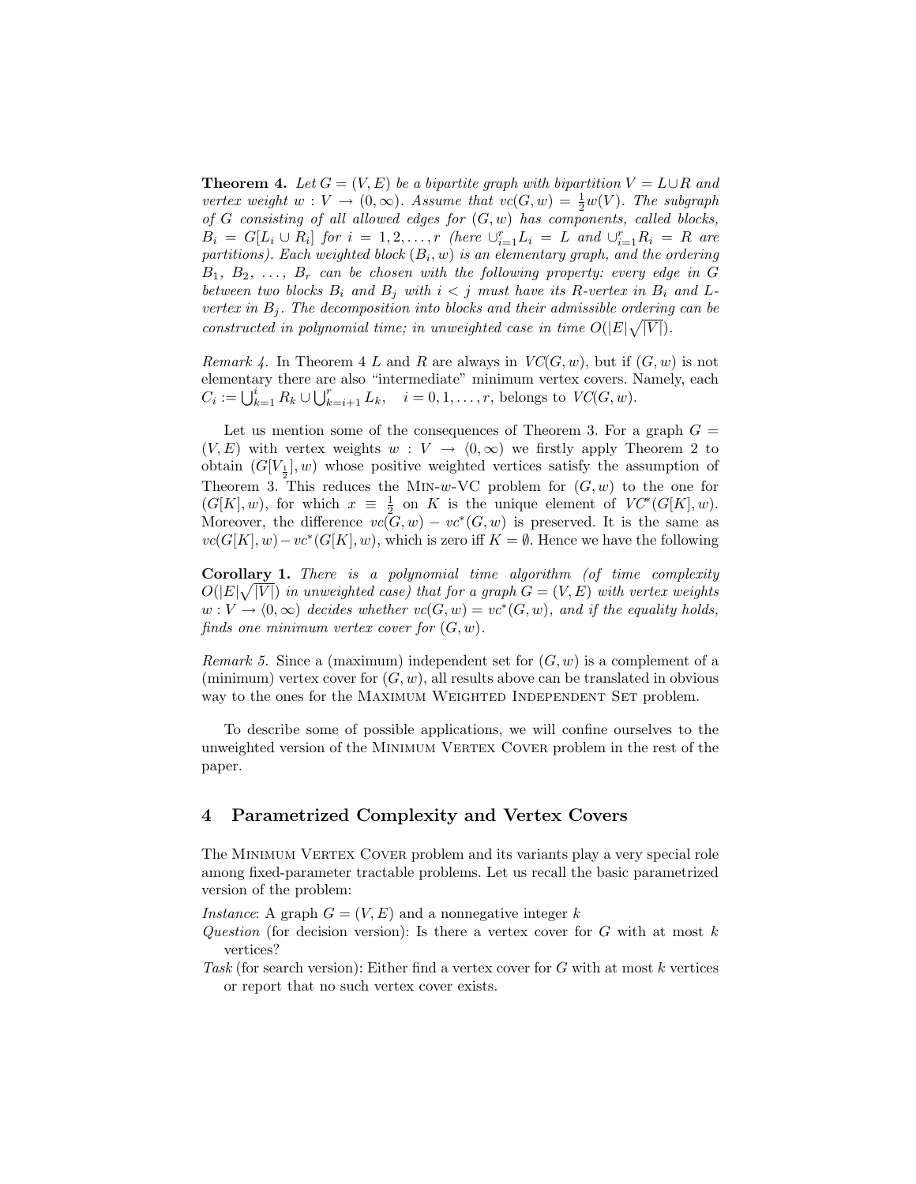**Theorem 4.** *Let $G = (V, E)$ be a bipartite graph with bipartition $V = L \cup R$ and vertex weight $w : V \to (0, \infty)$. Assume that $vc(G, w) = \frac{1}{2}w(V)$. The subgraph of $G$ consisting of all allowed edges for $(G, w)$ has components, called blocks, $B_i = G[L_i \cup R_i]$ for $i = 1, 2, \ldots, r$ (here $\cup_{i=1}^{r} L_i = L$ and $\cup_{i=1}^{r} R_i = R$ are partitions). Each weighted block $(B_i, w)$ is an elementary graph, and the ordering $B_1, B_2, \ldots, B_r$ can be chosen with the following property: every edge in $G$ between two blocks $B_i$ and $B_j$ with $i < j$ must have its $R$-vertex in $B_i$ and $L$-vertex in $B_j$. The decomposition into blocks and their admissible ordering can be constructed in polynomial time; in unweighted case in time $O(|E|\sqrt{|V|})$.*

*Remark 4.* In Theorem 4 $L$ and $R$ are always in $VC(G, w)$, but if $(G, w)$ is not elementary there are also "intermediate" minimum vertex covers. Namely, each $C_i := \bigcup_{k=1}^{i} R_k \cup \bigcup_{k=i+1}^{r} L_k, \quad i = 0, 1, \ldots, r$, belongs to $VC(G, w)$.

Let us mention some of the consequences of Theorem 3. For a graph $G = (V, E)$ with vertex weights $w : V \to \langle 0, \infty)$ we firstly apply Theorem 2 to obtain $(G[V_{\frac{1}{2}}], w)$ whose positive weighted vertices satisfy the assumption of Theorem 3. This reduces the Min-$w$-VC problem for $(G, w)$ to the one for $(G[K], w)$, for which $x \equiv \frac{1}{2}$ on $K$ is the unique element of $VC^*(G[K], w)$. Moreover, the difference $vc(G, w) - vc^*(G, w)$ is preserved. It is the same as $vc(G[K], w) - vc^*(G[K], w)$, which is zero iff $K = \emptyset$. Hence we have the following

**Corollary 1.** *There is a polynomial time algorithm (of time complexity $O(|E|\sqrt{|V|})$ in unweighted case) that for a graph $G = (V, E)$ with vertex weights $w : V \to \langle 0, \infty)$ decides whether $vc(G, w) = vc^*(G, w)$, and if the equality holds, finds one minimum vertex cover for $(G, w)$.*

*Remark 5.* Since a (maximum) independent set for $(G, w)$ is a complement of a (minimum) vertex cover for $(G, w)$, all results above can be translated in obvious way to the ones for the Maximum Weighted Independent Set problem.

To describe some of possible applications, we will confine ourselves to the unweighted version of the Minimum Vertex Cover problem in the rest of the paper.

## 4 Parametrized Complexity and Vertex Covers

The Minimum Vertex Cover problem and its variants play a very special role among fixed-parameter tractable problems. Let us recall the basic parametrized version of the problem:

*Instance*: A graph $G = (V, E)$ and a nonnegative integer $k$

*Question* (for decision version): Is there a vertex cover for $G$ with at most $k$ vertices?

*Task* (for search version): Either find a vertex cover for $G$ with at most $k$ vertices or report that no such vertex cover exists.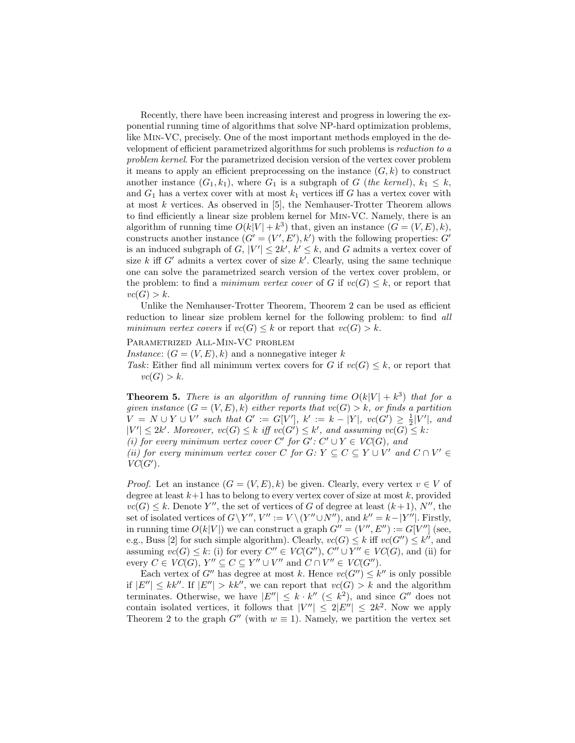Recently, there have been increasing interest and progress in lowering the exponential running time of algorithms that solve NP-hard optimization problems, like Min-VC, precisely. One of the most important methods employed in the development of efficient parametrized algorithms for such problems is *reduction to a problem kernel*. For the parametrized decision version of the vertex cover problem it means to apply an efficient preprocessing on the instance $(G, k)$ to construct another instance $(G_1, k_1)$, where $G_1$ is a subgraph of $G$ (*the kernel*), $k_1 \leq k$, and $G_1$ has a vertex cover with at most $k_1$ vertices iff $G$ has a vertex cover with at most $k$ vertices. As observed in [5], the Nemhauser-Trotter Theorem allows to find efficiently a linear size problem kernel for Min-VC. Namely, there is an algorithm of running time $O(k|V| + k^3)$ that, given an instance $(G = (V, E), k)$, constructs another instance $(G' = (V', E'), k')$ with the following properties: $G'$ is an induced subgraph of $G$, $|V'| \leq 2k'$, $k' \leq k$, and $G$ admits a vertex cover of size $k$ iff $G'$ admits a vertex cover of size $k'$. Clearly, using the same technique one can solve the parametrized search version of the vertex cover problem, or the problem: to find a *minimum vertex cover* of $G$ if $vc(G) \leq k$, or report that $vc(G) > k$.

Unlike the Nemhauser-Trotter Theorem, Theorem 2 can be used as efficient reduction to linear size problem kernel for the following problem: to find *all minimum vertex covers* if $vc(G) \leq k$ or report that $vc(G) > k$.

Parametrized All-Min-VC problem

*Instance*: $(G = (V, E), k)$ and a nonnegative integer $k$

*Task*: Either find all minimum vertex covers for $G$ if $vc(G) \leq k$, or report that $vc(G) > k$.

**Theorem 5.** *There is an algorithm of running time $O(k|V| + k^3)$ that for a given instance $(G = (V, E), k)$ either reports that $vc(G) > k$, or finds a partition $V = N \cup Y \cup V'$ such that $G' := G[V']$, $k' := k - |Y|$, $vc(G') \geq \frac{1}{2}|V'|$, and $|V'| \leq 2k'$. Moreover, $vc(G) \leq k$ iff $vc(G') \leq k'$, and assuming $vc(G) \leq k$:*
*(i) for every minimum vertex cover $C'$ for $G'$: $C' \cup Y \in VC(G)$, and*
*(ii) for every minimum vertex cover $C$ for $G$: $Y \subseteq C \subseteq Y \cup V'$ and $C \cap V' \in VC(G')$.*

*Proof.* Let an instance $(G = (V, E), k)$ be given. Clearly, every vertex $v \in V$ of degree at least $k+1$ has to belong to every vertex cover of size at most $k$, provided $vc(G) \leq k$. Denote $Y''$, the set of vertices of $G$ of degree at least $(k+1)$, $N''$, the set of isolated vertices of $G \setminus Y''$, $V'' := V \setminus (Y'' \cup N'')$, and $k'' = k - |Y''|$. Firstly, in running time $O(k|V|)$ we can construct a graph $G'' = (V'', E'') := G[V'']$ (see, e.g., Buss [2] for such simple algorithm). Clearly, $vc(G) \leq k$ iff $vc(G'') \leq k''$, and assuming $vc(G) \leq k$: (i) for every $C'' \in VC(G'')$, $C'' \cup Y'' \in VC(G)$, and (ii) for every $C \in VC(G)$, $Y'' \subseteq C \subseteq Y'' \cup V''$ and $C \cap V'' \in VC(G'')$.

Each vertex of $G''$ has degree at most $k$. Hence $vc(G'') \leq k''$ is only possible if $|E''| \leq kk''$. If $|E''| > kk''$, we can report that $vc(G) > k$ and the algorithm terminates. Otherwise, we have $|E''| \leq k \cdot k''$ $(\leq k^2)$, and since $G''$ does not contain isolated vertices, it follows that $|V''| \leq 2|E''| \leq 2k^2$. Now we apply Theorem 2 to the graph $G''$ (with $w \equiv 1$). Namely, we partition the vertex set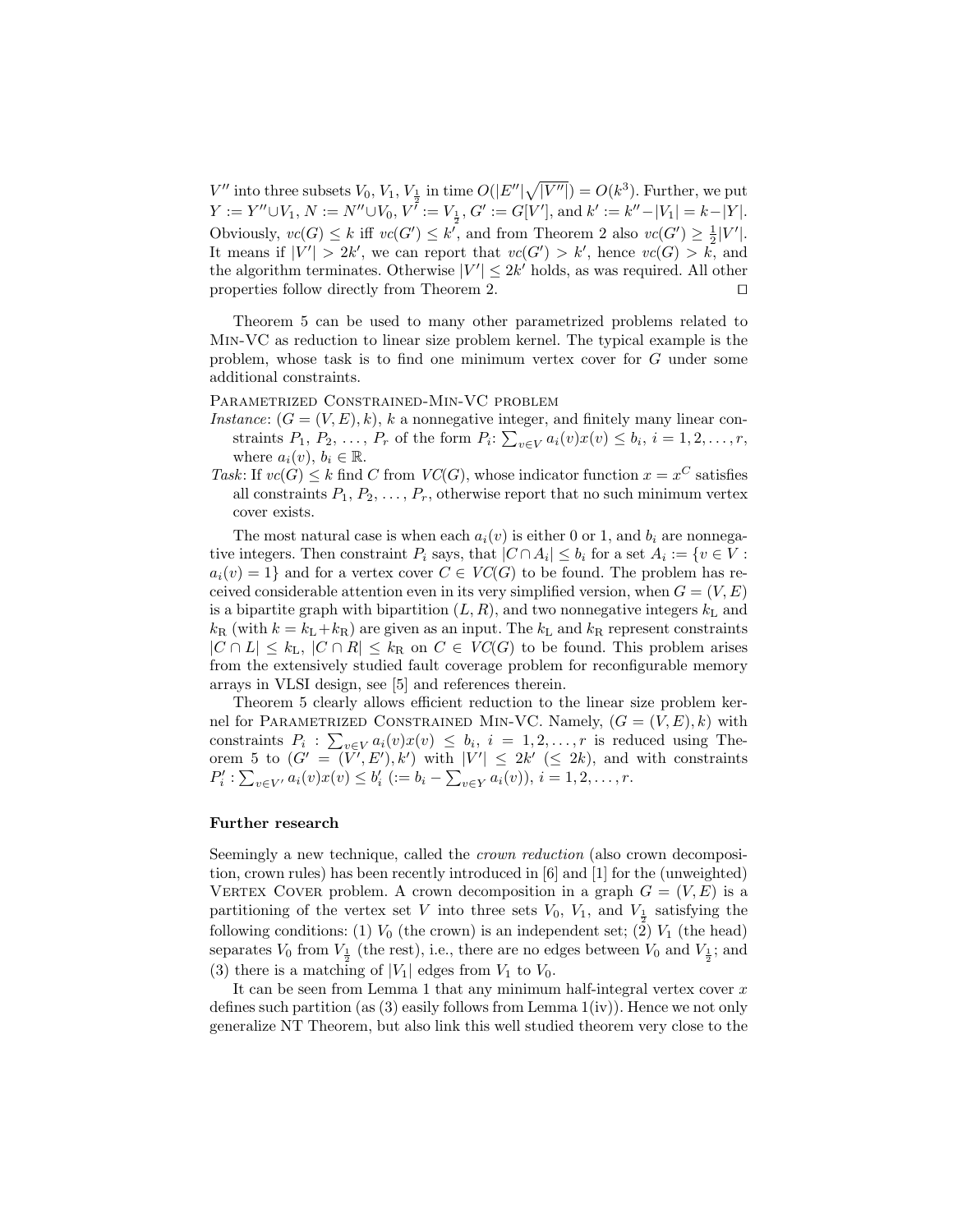$V''$ into three subsets $V_0$, $V_1$, $V_{\frac{1}{2}}$ in time $O(|E''|\sqrt{|V''|}) = O(k^3)$. Further, we put $Y := Y'' \cup V_1$, $N := N'' \cup V_0$, $V' := V_{\frac{1}{2}}$, $G' := G[V']$, and $k' := k'' - |V_1| = k - |Y|$. Obviously, $vc(G) \le k$ iff $vc(G') \le k'$, and from Theorem 2 also $vc(G') \ge \frac{1}{2}|V'|$. It means if $|V'| > 2k'$, we can report that $vc(G') > k'$, hence $vc(G) > k$, and the algorithm terminates. Otherwise $|V'| \le 2k'$ holds, as was required. All other properties follow directly from Theorem 2. □

Theorem 5 can be used to many other parametrized problems related to Min-VC as reduction to linear size problem kernel. The typical example is the problem, whose task is to find one minimum vertex cover for $G$ under some additional constraints.

Parametrized Constrained-Min-VC problem

*Instance*: $(G = (V, E), k)$, $k$ a nonnegative integer, and finitely many linear constraints $P_1, P_2, \ldots, P_r$ of the form $P_i$: $\sum_{v \in V} a_i(v)x(v) \le b_i$, $i = 1, 2, \ldots, r$, where $a_i(v)$, $b_i \in \mathbb{R}$.

*Task*: If $vc(G) \le k$ find $C$ from $VC(G)$, whose indicator function $x = x^C$ satisfies all constraints $P_1, P_2, \ldots, P_r$, otherwise report that no such minimum vertex cover exists.

The most natural case is when each $a_i(v)$ is either 0 or 1, and $b_i$ are nonnegative integers. Then constraint $P_i$ says, that $|C \cap A_i| \le b_i$ for a set $A_i := \{v \in V : a_i(v) = 1\}$ and for a vertex cover $C \in VC(G)$ to be found. The problem has received considerable attention even in its very simplified version, when $G = (V, E)$ is a bipartite graph with bipartition $(L, R)$, and two nonnegative integers $k_{\mathrm{L}}$ and $k_{\mathrm{R}}$ (with $k = k_{\mathrm{L}} + k_{\mathrm{R}}$) are given as an input. The $k_{\mathrm{L}}$ and $k_{\mathrm{R}}$ represent constraints $|C \cap L| \le k_{\mathrm{L}}$, $|C \cap R| \le k_{\mathrm{R}}$ on $C \in VC(G)$ to be found. This problem arises from the extensively studied fault coverage problem for reconfigurable memory arrays in VLSI design, see [5] and references therein.

Theorem 5 clearly allows efficient reduction to the linear size problem kernel for Parametrized Constrained Min-VC. Namely, $(G = (V, E), k)$ with constraints $P_i : \sum_{v \in V} a_i(v)x(v) \le b_i$, $i = 1, 2, \ldots, r$ is reduced using Theorem 5 to $(G' = (V', E'), k')$ with $|V'| \le 2k'$ $(\le 2k)$, and with constraints $P'_i : \sum_{v \in V'} a_i(v)x(v) \le b'_i$ $(:= b_i - \sum_{v \in Y} a_i(v))$, $i = 1, 2, \ldots, r$.

## Further research

Seemingly a new technique, called the *crown reduction* (also crown decomposition, crown rules) has been recently introduced in [6] and [1] for the (unweighted) Vertex Cover problem. A crown decomposition in a graph $G = (V, E)$ is a partitioning of the vertex set $V$ into three sets $V_0$, $V_1$, and $V_{\frac{1}{2}}$ satisfying the following conditions: (1) $V_0$ (the crown) is an independent set; (2) $V_1$ (the head) separates $V_0$ from $V_{\frac{1}{2}}$ (the rest), i.e., there are no edges between $V_0$ and $V_{\frac{1}{2}}$; and (3) there is a matching of $|V_1|$ edges from $V_1$ to $V_0$.

It can be seen from Lemma 1 that any minimum half-integral vertex cover $x$ defines such partition (as (3) easily follows from Lemma 1(iv)). Hence we not only generalize NT Theorem, but also link this well studied theorem very close to the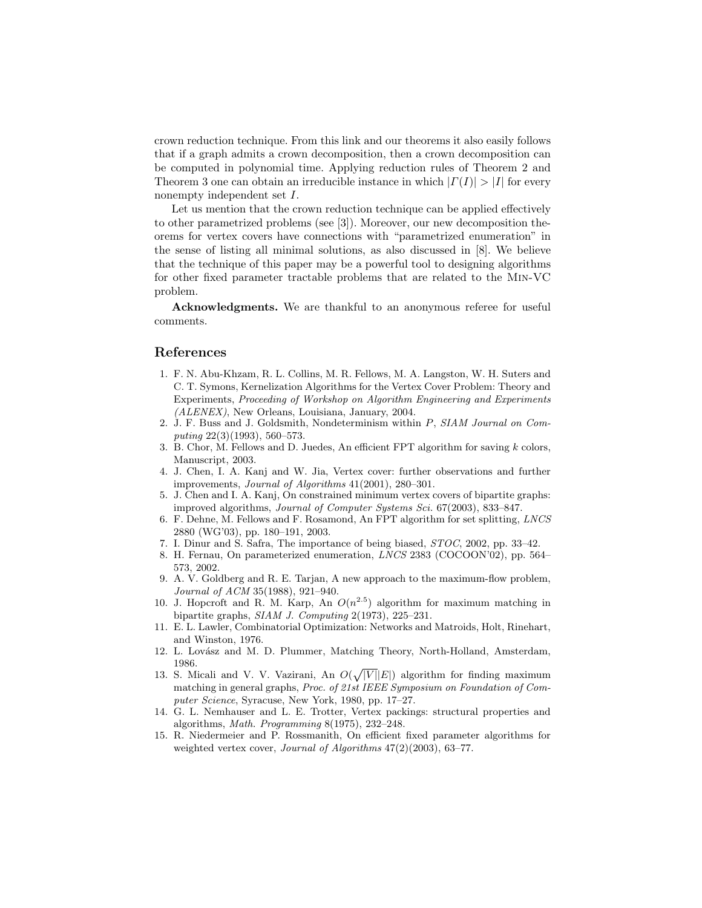crown reduction technique. From this link and our theorems it also easily follows that if a graph admits a crown decomposition, then a crown decomposition can be computed in polynomial time. Applying reduction rules of Theorem 2 and Theorem 3 one can obtain an irreducible instance in which $|\Gamma(I)| > |I|$ for every nonempty independent set $I$.

Let us mention that the crown reduction technique can be applied effectively to other parametrized problems (see [3]). Moreover, our new decomposition theorems for vertex covers have connections with "parametrized enumeration" in the sense of listing all minimal solutions, as also discussed in [8]. We believe that the technique of this paper may be a powerful tool to designing algorithms for other fixed parameter tractable problems that are related to the Min-VC problem.

**Acknowledgments.** We are thankful to an anonymous referee for useful comments.

## References

1. F. N. Abu-Khzam, R. L. Collins, M. R. Fellows, M. A. Langston, W. H. Suters and C. T. Symons, Kernelization Algorithms for the Vertex Cover Problem: Theory and Experiments, *Proceeding of Workshop on Algorithm Engineering and Experiments (ALENEX)*, New Orleans, Louisiana, January, 2004.
2. J. F. Buss and J. Goldsmith, Nondeterminism within $P$, *SIAM Journal on Computing* 22(3)(1993), 560–573.
3. B. Chor, M. Fellows and D. Juedes, An efficient FPT algorithm for saving $k$ colors, Manuscript, 2003.
4. J. Chen, I. A. Kanj and W. Jia, Vertex cover: further observations and further improvements, *Journal of Algorithms* 41(2001), 280–301.
5. J. Chen and I. A. Kanj, On constrained minimum vertex covers of bipartite graphs: improved algorithms, *Journal of Computer Systems Sci.* 67(2003), 833–847.
6. F. Dehne, M. Fellows and F. Rosamond, An FPT algorithm for set splitting, *LNCS* 2880 (WG'03), pp. 180–191, 2003.
7. I. Dinur and S. Safra, The importance of being biased, *STOC*, 2002, pp. 33–42.
8. H. Fernau, On parameterized enumeration, *LNCS* 2383 (COCOON'02), pp. 564–573, 2002.
9. A. V. Goldberg and R. E. Tarjan, A new approach to the maximum-flow problem, *Journal of ACM* 35(1988), 921–940.
10. J. Hopcroft and R. M. Karp, An $O(n^{2.5})$ algorithm for maximum matching in bipartite graphs, *SIAM J. Computing* 2(1973), 225–231.
11. E. L. Lawler, Combinatorial Optimization: Networks and Matroids, Holt, Rinehart, and Winston, 1976.
12. L. Lovász and M. D. Plummer, Matching Theory, North-Holland, Amsterdam, 1986.
13. S. Micali and V. V. Vazirani, An $O(\sqrt{|V|}|E|)$ algorithm for finding maximum matching in general graphs, *Proc. of 21st IEEE Symposium on Foundation of Computer Science*, Syracuse, New York, 1980, pp. 17–27.
14. G. L. Nemhauser and L. E. Trotter, Vertex packings: structural properties and algorithms, *Math. Programming* 8(1975), 232–248.
15. R. Niedermeier and P. Rossmanith, On efficient fixed parameter algorithms for weighted vertex cover, *Journal of Algorithms* 47(2)(2003), 63–77.